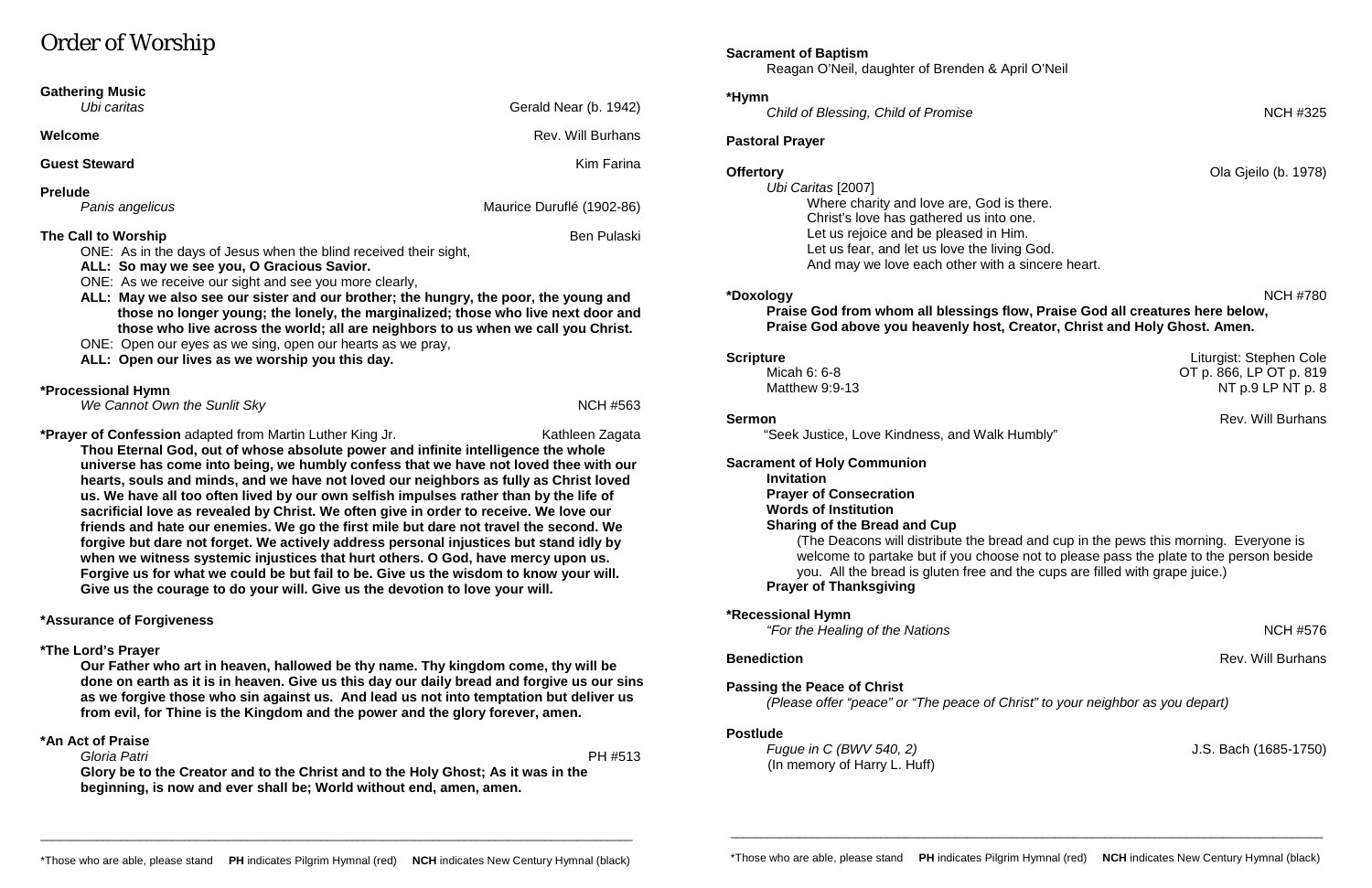# Order of Worship

**Gathering Music**
*Ubi caritas* — Gerald Near (b. 1942)

**Welcome** — Rev. Will Burhans

**Guest Steward** — Kim Farina

**Prelude**
*Panis angelicus* — Maurice Duruflé (1902-86)

**The Call to Worship** — Ben Pulaski

ONE: As in the days of Jesus when the blind received their sight,
**ALL: So may we see you, O Gracious Savior.**
ONE: As we receive our sight and see you more clearly,
**ALL: May we also see our sister and our brother; the hungry, the poor, the young and those no longer young; the lonely, the marginalized; those who live next door and those who live across the world; all are neighbors to us when we call you Christ.**
ONE: Open our eyes as we sing, open our hearts as we pray,
**ALL: Open our lives as we worship you this day.**

**\*Processional Hymn**
*We Cannot Own the Sunlit Sky* — NCH #563

**\*Prayer of Confession** adapted from Martin Luther King Jr. — Kathleen Zagata

**Thou Eternal God, out of whose absolute power and infinite intelligence the whole universe has come into being, we humbly confess that we have not loved thee with our hearts, souls and minds, and we have not loved our neighbors as fully as Christ loved us. We have all too often lived by our own selfish impulses rather than by the life of sacrificial love as revealed by Christ. We often give in order to receive. We love our friends and hate our enemies. We go the first mile but dare not travel the second. We forgive but dare not forget. We actively address personal injustices but stand idly by when we witness systemic injustices that hurt others. O God, have mercy upon us. Forgive us for what we could be but fail to be. Give us the wisdom to know your will. Give us the courage to do your will. Give us the devotion to love your will.**

**\*Assurance of Forgiveness**

**\*The Lord's Prayer**

**Our Father who art in heaven, hallowed be thy name. Thy kingdom come, thy will be done on earth as it is in heaven. Give us this day our daily bread and forgive us our sins as we forgive those who sin against us. And lead us not into temptation but deliver us from evil, for Thine is the Kingdom and the power and the glory forever, amen.**

**\*An Act of Praise**
*Gloria Patri* — PH #513

**Glory be to the Creator and to the Christ and to the Holy Ghost; As it was in the beginning, is now and ever shall be; World without end, amen, amen.**

\*Those who are able, please stand **PH** indicates Pilgrim Hymnal (red) **NCH** indicates New Century Hymnal (black)

**Sacrament of Baptism**
Reagan O'Neil, daughter of Brenden & April O'Neil

**\*Hymn**
*Child of Blessing, Child of Promise* — NCH #325

**Pastoral Prayer**

**Offertory** — Ola Gjeilo (b. 1978)
*Ubi Caritas* [2007]

Where charity and love are, God is there.
Christ's love has gathered us into one.
Let us rejoice and be pleased in Him.
Let us fear, and let us love the living God.
And may we love each other with a sincere heart.

**\*Doxology** — NCH #780

**Praise God from whom all blessings flow, Praise God all creatures here below, Praise God above you heavenly host, Creator, Christ and Holy Ghost. Amen.**

**Scripture** — Liturgist: Stephen Cole
Micah 6: 6-8 — OT p. 866, LP OT p. 819
Matthew 9:9-13 — NT p.9 LP NT p. 8

**Sermon** — Rev. Will Burhans
"Seek Justice, Love Kindness, and Walk Humbly"

**Sacrament of Holy Communion**
**Invitation**
**Prayer of Consecration**
**Words of Institution**
**Sharing of the Bread and Cup**
(The Deacons will distribute the bread and cup in the pews this morning. Everyone is welcome to partake but if you choose not to please pass the plate to the person beside you. All the bread is gluten free and the cups are filled with grape juice.)
**Prayer of Thanksgiving**

**\*Recessional Hymn**
*"For the Healing of the Nations* — NCH #576

**Benediction** — Rev. Will Burhans

**Passing the Peace of Christ**
*(Please offer "peace" or "The peace of Christ" to your neighbor as you depart)*

**Postlude**
*Fugue in C (BWV 540, 2)* — J.S. Bach (1685-1750)
(In memory of Harry L. Huff)

\*Those who are able, please stand **PH** indicates Pilgrim Hymnal (red) **NCH** indicates New Century Hymnal (black)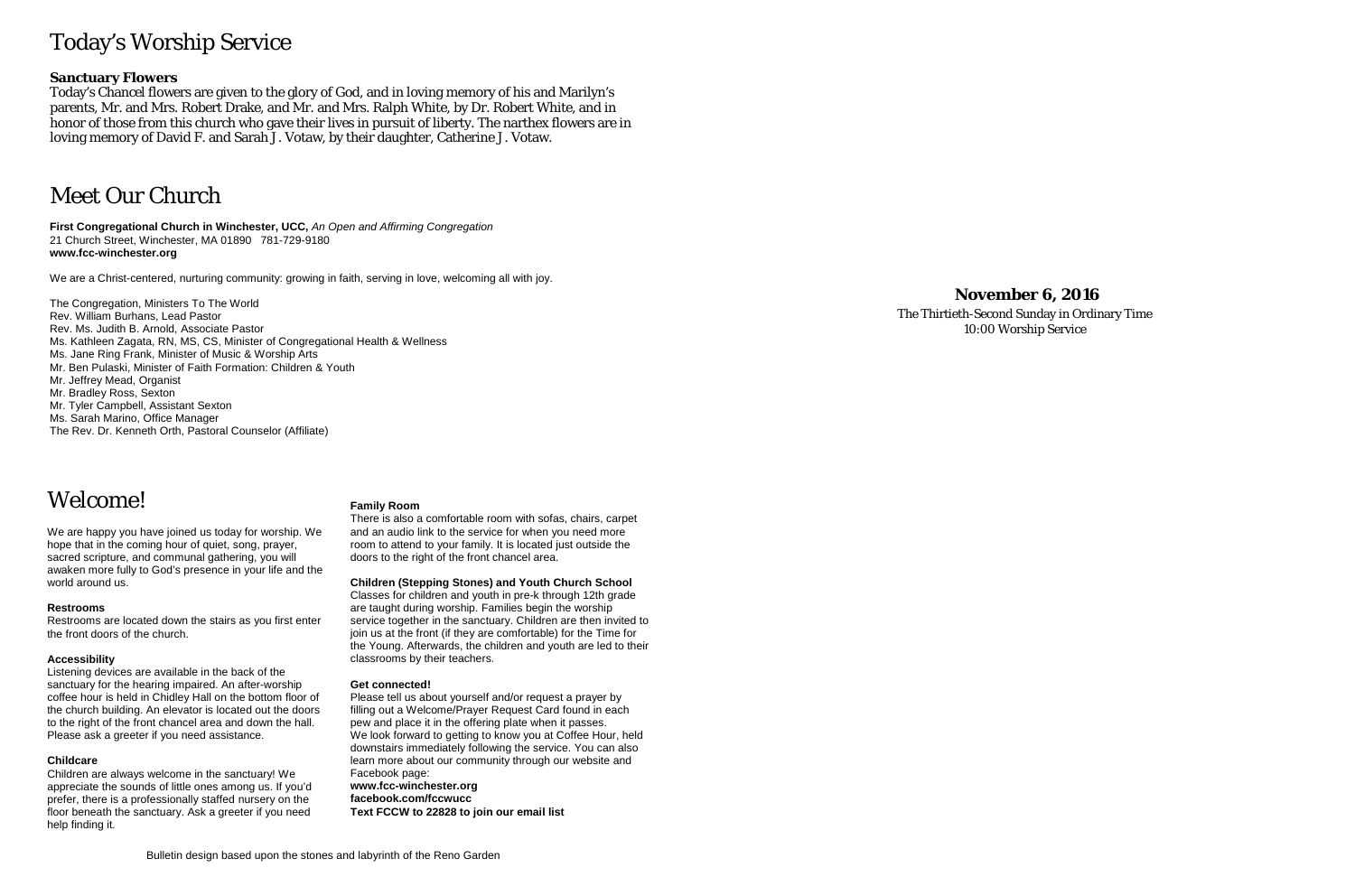# Today's Worship Service

**Sanctuary Flowers**

Today's Chancel flowers are given to the glory of God, and in loving memory of his and Marilyn's parents, Mr. and Mrs. Robert Drake, and Mr. and Mrs. Ralph White, by Dr. Robert White, and in honor of those from this church who gave their lives in pursuit of liberty. The narthex flowers are in loving memory of David F. and Sarah J. Votaw, by their daughter, Catherine J. Votaw.

# Meet Our Church

**First Congregational Church in Winchester, UCC,** *An Open and Affirming Congregation*
21 Church Street, Winchester, MA 01890   781-729-9180
**www.fcc-winchester.org**

We are a Christ-centered, nurturing community: growing in faith, serving in love, welcoming all with joy.

The Congregation, Ministers To The World
Rev. William Burhans, Lead Pastor
Rev. Ms. Judith B. Arnold, Associate Pastor
Ms. Kathleen Zagata, RN, MS, CS, Minister of Congregational Health & Wellness
Ms. Jane Ring Frank, Minister of Music & Worship Arts
Mr. Ben Pulaski, Minister of Faith Formation: Children & Youth
Mr. Jeffrey Mead, Organist
Mr. Bradley Ross, Sexton
Mr. Tyler Campbell, Assistant Sexton
Ms. Sarah Marino, Office Manager
The Rev. Dr. Kenneth Orth, Pastoral Counselor (Affiliate)

# Welcome!

We are happy you have joined us today for worship. We hope that in the coming hour of quiet, song, prayer, sacred scripture, and communal gathering, you will awaken more fully to God's presence in your life and the world around us.

**Restrooms**

Restrooms are located down the stairs as you first enter the front doors of the church.

**Accessibility**

Listening devices are available in the back of the sanctuary for the hearing impaired. An after-worship coffee hour is held in Chidley Hall on the bottom floor of the church building. An elevator is located out the doors to the right of the front chancel area and down the hall. Please ask a greeter if you need assistance.

**Childcare**

Children are always welcome in the sanctuary! We appreciate the sounds of little ones among us. If you'd prefer, there is a professionally staffed nursery on the floor beneath the sanctuary. Ask a greeter if you need help finding it.

**Family Room**

There is also a comfortable room with sofas, chairs, carpet and an audio link to the service for when you need more room to attend to your family. It is located just outside the doors to the right of the front chancel area.

**Children (Stepping Stones) and Youth Church School**

Classes for children and youth in pre-k through 12th grade are taught during worship. Families begin the worship service together in the sanctuary. Children are then invited to join us at the front (if they are comfortable) for the Time for the Young. Afterwards, the children and youth are led to their classrooms by their teachers.

**Get connected!**

Please tell us about yourself and/or request a prayer by filling out a Welcome/Prayer Request Card found in each pew and place it in the offering plate when it passes. We look forward to getting to know you at Coffee Hour, held downstairs immediately following the service. You can also learn more about our community through our website and Facebook page:
**www.fcc-winchester.org**
**facebook.com/fccwucc**
**Text FCCW to 22828 to join our email list**

Bulletin design based upon the stones and labyrinth of the Reno Garden

**November 6, 2016**

The Thirtieth-Second Sunday in Ordinary Time
10:00 Worship Service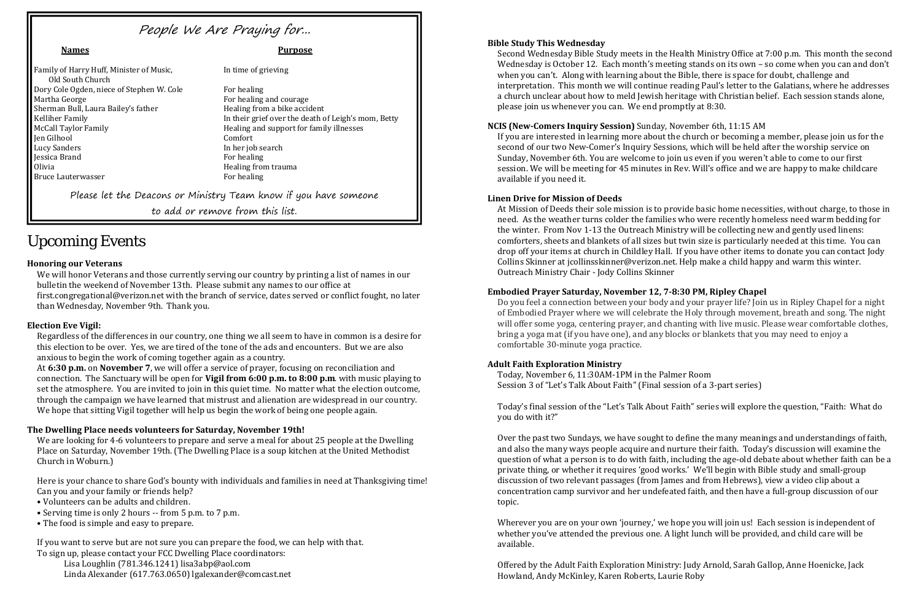## People We Are Praying for...

| Names | Purpose |
|---|---|
| Family of Harry Huff, Minister of Music, Old South Church | In time of grieving |
| Dory Cole Ogden, niece of Stephen W. Cole | For healing |
| Martha George | For healing and courage |
| Sherman Bull, Laura Bailey's father | Healing from a bike accident |
| Kelliher Family | In their grief over the death of Leigh's mom, Betty |
| McCall Taylor Family | Healing and support for family illnesses |
| Jen Gilhool | Comfort |
| Lucy Sanders | In her job search |
| Jessica Brand | For healing |
| Olivia | Healing from trauma |
| Bruce Lauterwasser | For healing |

Please let the Deacons or Ministry Team know if you have someone to add or remove from this list.

# Upcoming Events

**Honoring our Veterans**

We will honor Veterans and those currently serving our country by printing a list of names in our bulletin the weekend of November 13th. Please submit any names to our office at first.congregational@verizon.net with the branch of service, dates served or conflict fought, no later than Wednesday, November 9th. Thank you.

**Election Eve Vigil:**

Regardless of the differences in our country, one thing we all seem to have in common is a desire for this election to be over. Yes, we are tired of the tone of the ads and encounters. But we are also anxious to begin the work of coming together again as a country.

At **6:30 p.m.** on **November 7**, we will offer a service of prayer, focusing on reconciliation and connection. The Sanctuary will be open for **Vigil from 6:00 p.m. to 8:00 p.m**. with music playing to set the atmosphere. You are invited to join in this quiet time. No matter what the election outcome, through the campaign we have learned that mistrust and alienation are widespread in our country. We hope that sitting Vigil together will help us begin the work of being one people again.

**The Dwelling Place needs volunteers for Saturday, November 19th!**

We are looking for 4-6 volunteers to prepare and serve a meal for about 25 people at the Dwelling Place on Saturday, November 19th. (The Dwelling Place is a soup kitchen at the United Methodist Church in Woburn.)

Here is your chance to share God's bounty with individuals and families in need at Thanksgiving time! Can you and your family or friends help?

- Volunteers can be adults and children.
- Serving time is only 2 hours -- from 5 p.m. to 7 p.m.
- The food is simple and easy to prepare.

If you want to serve but are not sure you can prepare the food, we can help with that.
To sign up, please contact your FCC Dwelling Place coordinators:

Lisa Loughlin (781.346.1241) lisa3abp@aol.com
Linda Alexander (617.763.0650) lgalexander@comcast.net

**Bible Study This Wednesday**

Second Wednesday Bible Study meets in the Health Ministry Office at 7:00 p.m. This month the second Wednesday is October 12. Each month's meeting stands on its own – so come when you can and don't when you can't. Along with learning about the Bible, there is space for doubt, challenge and interpretation. This month we will continue reading Paul's letter to the Galatians, where he addresses a church unclear about how to meld Jewish heritage with Christian belief. Each session stands alone, please join us whenever you can. We end promptly at 8:30.

**NCIS (New-Comers Inquiry Session)** Sunday, November 6th, 11:15 AM

If you are interested in learning more about the church or becoming a member, please join us for the second of our two New-Comer's Inquiry Sessions, which will be held after the worship service on Sunday, November 6th. You are welcome to join us even if you weren't able to come to our first session. We will be meeting for 45 minutes in Rev. Will's office and we are happy to make childcare available if you need it.

**Linen Drive for Mission of Deeds**

At Mission of Deeds their sole mission is to provide basic home necessities, without charge, to those in need. As the weather turns colder the families who were recently homeless need warm bedding for the winter. From Nov 1-13 the Outreach Ministry will be collecting new and gently used linens: comforters, sheets and blankets of all sizes but twin size is particularly needed at this time. You can drop off your items at church in Childley Hall. If you have other items to donate you can contact Jody Collins Skinner at jcollinsskinner@verizon.net. Help make a child happy and warm this winter.
Outreach Ministry Chair - Jody Collins Skinner

**Embodied Prayer Saturday, November 12, 7-8:30 PM, Ripley Chapel**

Do you feel a connection between your body and your prayer life? Join us in Ripley Chapel for a night of Embodied Prayer where we will celebrate the Holy through movement, breath and song. The night will offer some yoga, centering prayer, and chanting with live music. Please wear comfortable clothes, bring a yoga mat (if you have one), and any blocks or blankets that you may need to enjoy a comfortable 30-minute yoga practice.

**Adult Faith Exploration Ministry**

Today, November 6, 11:30AM-1PM in the Palmer Room
Session 3 of "Let's Talk About Faith" (Final session of a 3-part series)

Today's final session of the "Let's Talk About Faith" series will explore the question, "Faith: What do you do with it?"

Over the past two Sundays, we have sought to define the many meanings and understandings of faith, and also the many ways people acquire and nurture their faith. Today's discussion will examine the question of what a person is to do with faith, including the age-old debate about whether faith can be a private thing, or whether it requires 'good works.' We'll begin with Bible study and small-group discussion of two relevant passages (from James and from Hebrews), view a video clip about a concentration camp survivor and her undefeated faith, and then have a full-group discussion of our topic.

Wherever you are on your own 'journey,' we hope you will join us! Each session is independent of whether you've attended the previous one. A light lunch will be provided, and child care will be available.

Offered by the Adult Faith Exploration Ministry: Judy Arnold, Sarah Gallop, Anne Hoenicke, Jack Howland, Andy McKinley, Karen Roberts, Laurie Roby